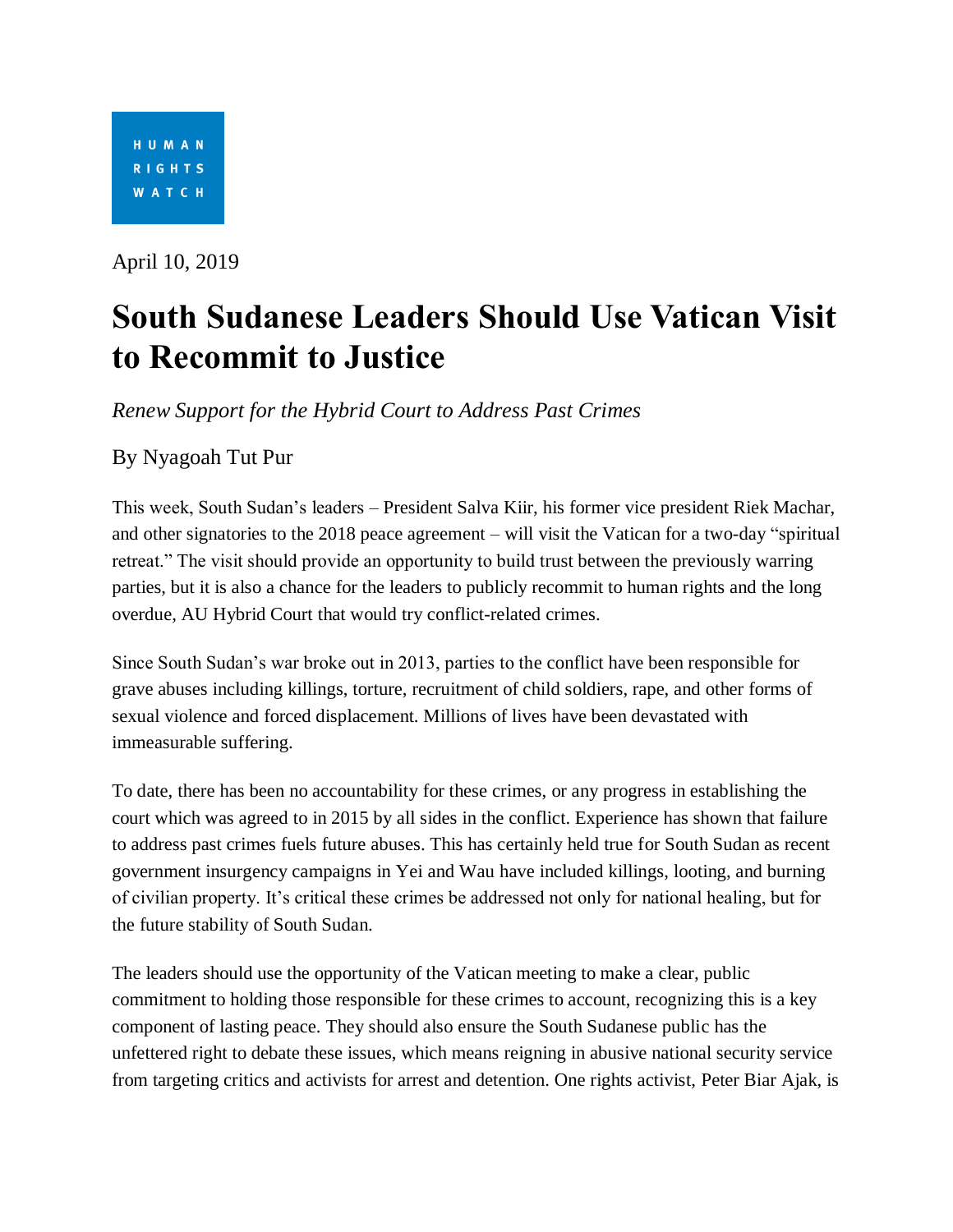HUMAN RIGHTS WATCH

April 10, 2019

# South Sudanese Leaders Should Use Vatican Visit to Recommit to Justice

*Renew Support for the Hybrid Court to Address Past Crimes*

By Nyagoah Tut Pur

This week, South Sudan's leaders – President Salva Kiir, his former vice president Riek Machar, and other signatories to the 2018 peace agreement – will visit the Vatican for a two-day "spiritual retreat." The visit should provide an opportunity to build trust between the previously warring parties, but it is also a chance for the leaders to publicly recommit to human rights and the long overdue, AU Hybrid Court that would try conflict-related crimes.

Since South Sudan's war broke out in 2013, parties to the conflict have been responsible for grave abuses including killings, torture, recruitment of child soldiers, rape, and other forms of sexual violence and forced displacement. Millions of lives have been devastated with immeasurable suffering.

To date, there has been no accountability for these crimes, or any progress in establishing the court which was agreed to in 2015 by all sides in the conflict. Experience has shown that failure to address past crimes fuels future abuses. This has certainly held true for South Sudan as recent government insurgency campaigns in Yei and Wau have included killings, looting, and burning of civilian property. It's critical these crimes be addressed not only for national healing, but for the future stability of South Sudan.

The leaders should use the opportunity of the Vatican meeting to make a clear, public commitment to holding those responsible for these crimes to account, recognizing this is a key component of lasting peace. They should also ensure the South Sudanese public has the unfettered right to debate these issues, which means reigning in abusive national security service from targeting critics and activists for arrest and detention. One rights activist, Peter Biar Ajak, is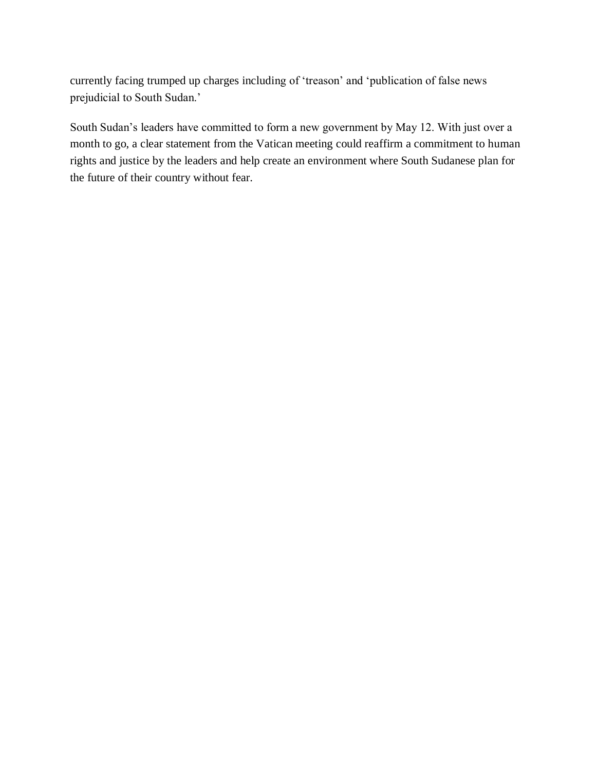currently facing trumped up charges including of 'treason' and 'publication of false news prejudicial to South Sudan.'

South Sudan's leaders have committed to form a new government by May 12. With just over a month to go, a clear statement from the Vatican meeting could reaffirm a commitment to human rights and justice by the leaders and help create an environment where South Sudanese plan for the future of their country without fear.